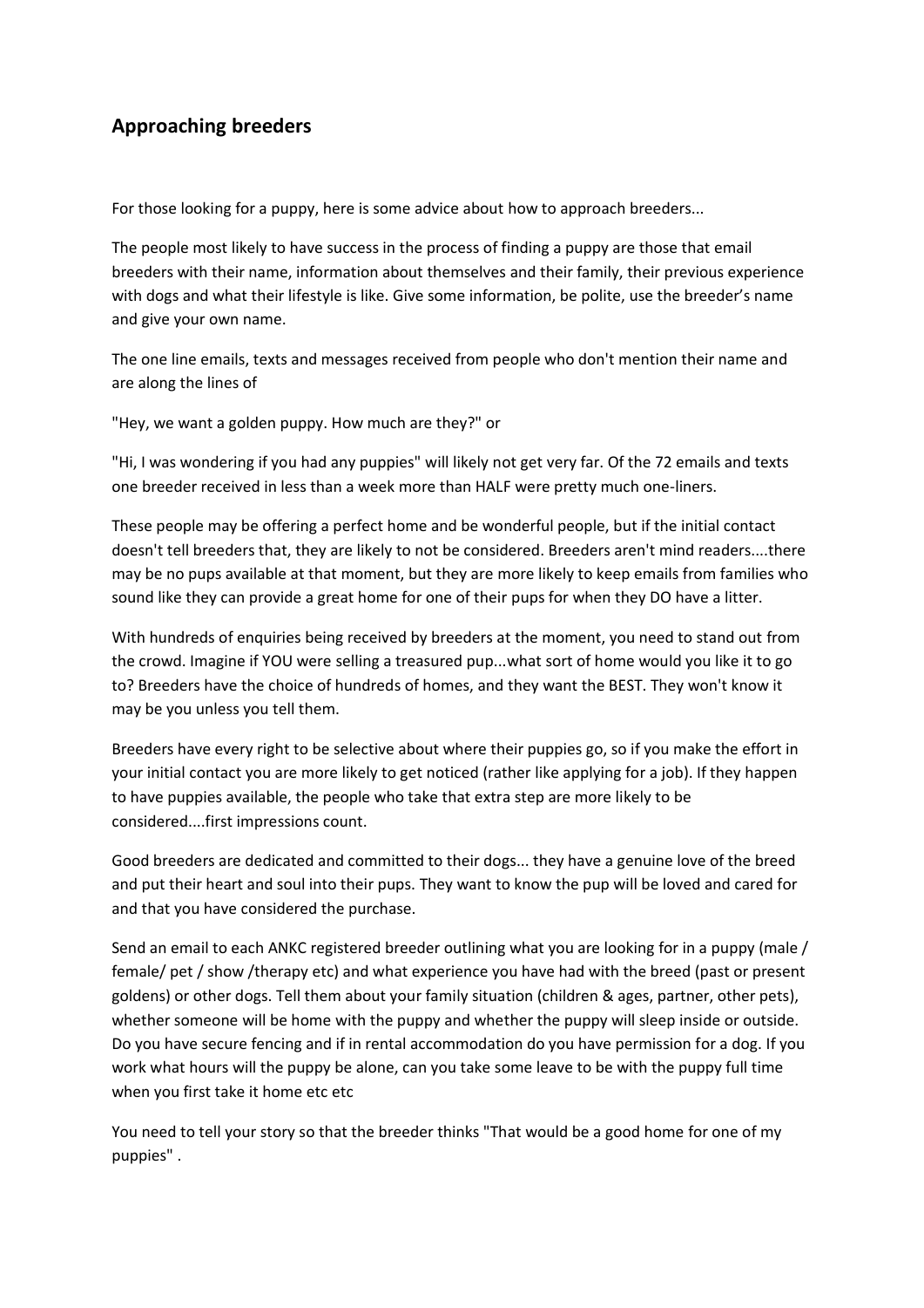## Approaching breeders

For those looking for a puppy, here is some advice about how to approach breeders...

The people most likely to have success in the process of finding a puppy are those that email breeders with their name, information about themselves and their family, their previous experience with dogs and what their lifestyle is like. Give some information, be polite, use the breeder's name and give your own name.

The one line emails, texts and messages received from people who don't mention their name and are along the lines of

"Hey, we want a golden puppy. How much are they?" or

"Hi, I was wondering if you had any puppies" will likely not get very far. Of the 72 emails and texts one breeder received in less than a week more than HALF were pretty much one-liners.

These people may be offering a perfect home and be wonderful people, but if the initial contact doesn't tell breeders that, they are likely to not be considered. Breeders aren't mind readers....there may be no pups available at that moment, but they are more likely to keep emails from families who sound like they can provide a great home for one of their pups for when they DO have a litter.

With hundreds of enquiries being received by breeders at the moment, you need to stand out from the crowd. Imagine if YOU were selling a treasured pup...what sort of home would you like it to go to? Breeders have the choice of hundreds of homes, and they want the BEST. They won't know it may be you unless you tell them.

Breeders have every right to be selective about where their puppies go, so if you make the effort in your initial contact you are more likely to get noticed (rather like applying for a job). If they happen to have puppies available, the people who take that extra step are more likely to be considered....first impressions count.

Good breeders are dedicated and committed to their dogs... they have a genuine love of the breed and put their heart and soul into their pups. They want to know the pup will be loved and cared for and that you have considered the purchase.

Send an email to each ANKC registered breeder outlining what you are looking for in a puppy (male / female/ pet / show /therapy etc) and what experience you have had with the breed (past or present goldens) or other dogs. Tell them about your family situation (children & ages, partner, other pets), whether someone will be home with the puppy and whether the puppy will sleep inside or outside. Do you have secure fencing and if in rental accommodation do you have permission for a dog. If you work what hours will the puppy be alone, can you take some leave to be with the puppy full time when you first take it home etc etc

You need to tell your story so that the breeder thinks "That would be a good home for one of my puppies" .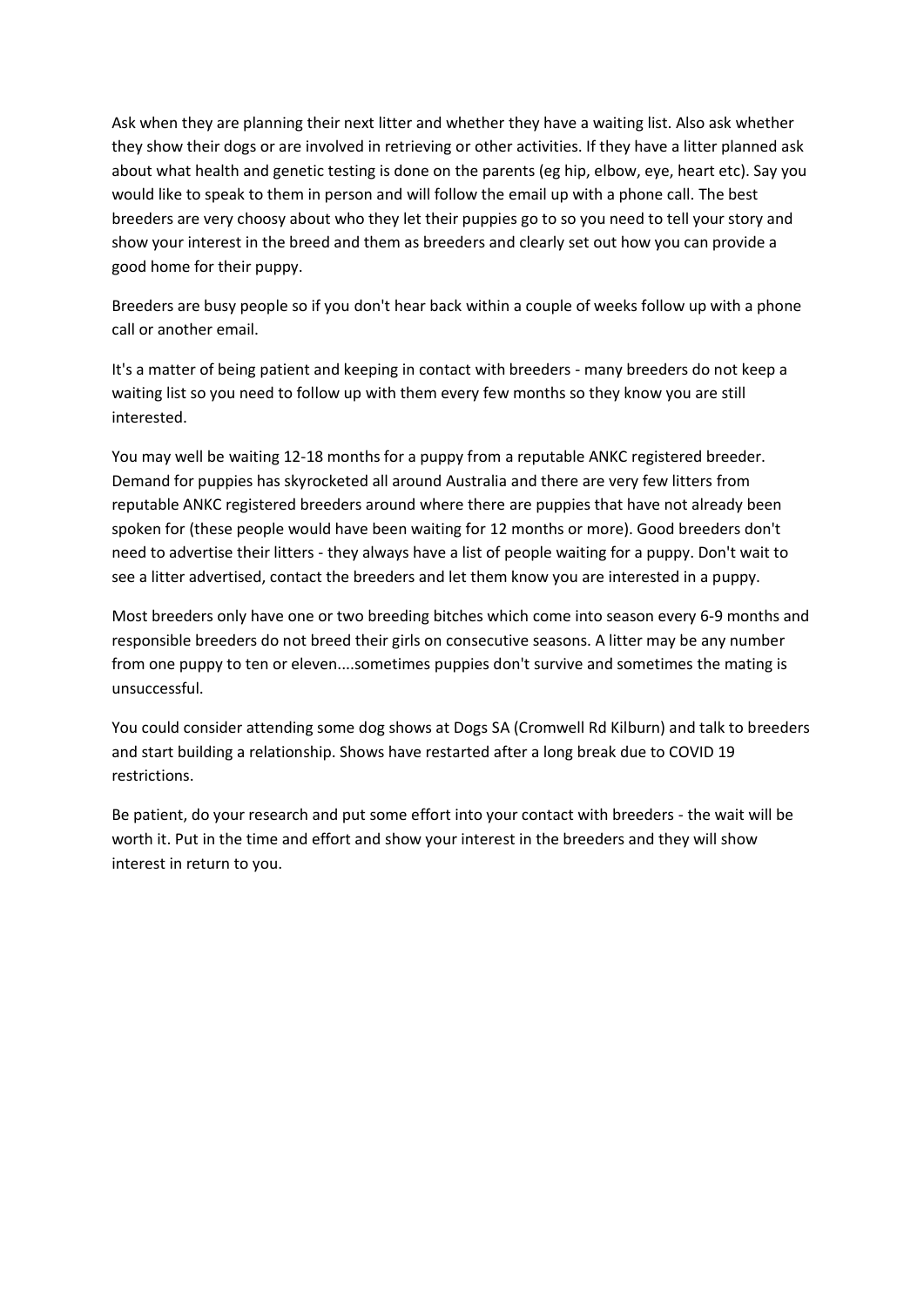Ask when they are planning their next litter and whether they have a waiting list. Also ask whether they show their dogs or are involved in retrieving or other activities. If they have a litter planned ask about what health and genetic testing is done on the parents (eg hip, elbow, eye, heart etc). Say you would like to speak to them in person and will follow the email up with a phone call. The best breeders are very choosy about who they let their puppies go to so you need to tell your story and show your interest in the breed and them as breeders and clearly set out how you can provide a good home for their puppy.

Breeders are busy people so if you don't hear back within a couple of weeks follow up with a phone call or another email.

It's a matter of being patient and keeping in contact with breeders - many breeders do not keep a waiting list so you need to follow up with them every few months so they know you are still interested.

You may well be waiting 12-18 months for a puppy from a reputable ANKC registered breeder. Demand for puppies has skyrocketed all around Australia and there are very few litters from reputable ANKC registered breeders around where there are puppies that have not already been spoken for (these people would have been waiting for 12 months or more). Good breeders don't need to advertise their litters - they always have a list of people waiting for a puppy. Don't wait to see a litter advertised, contact the breeders and let them know you are interested in a puppy.

Most breeders only have one or two breeding bitches which come into season every 6-9 months and responsible breeders do not breed their girls on consecutive seasons. A litter may be any number from one puppy to ten or eleven....sometimes puppies don't survive and sometimes the mating is unsuccessful.

You could consider attending some dog shows at Dogs SA (Cromwell Rd Kilburn) and talk to breeders and start building a relationship. Shows have restarted after a long break due to COVID 19 restrictions.

Be patient, do your research and put some effort into your contact with breeders - the wait will be worth it. Put in the time and effort and show your interest in the breeders and they will show interest in return to you.